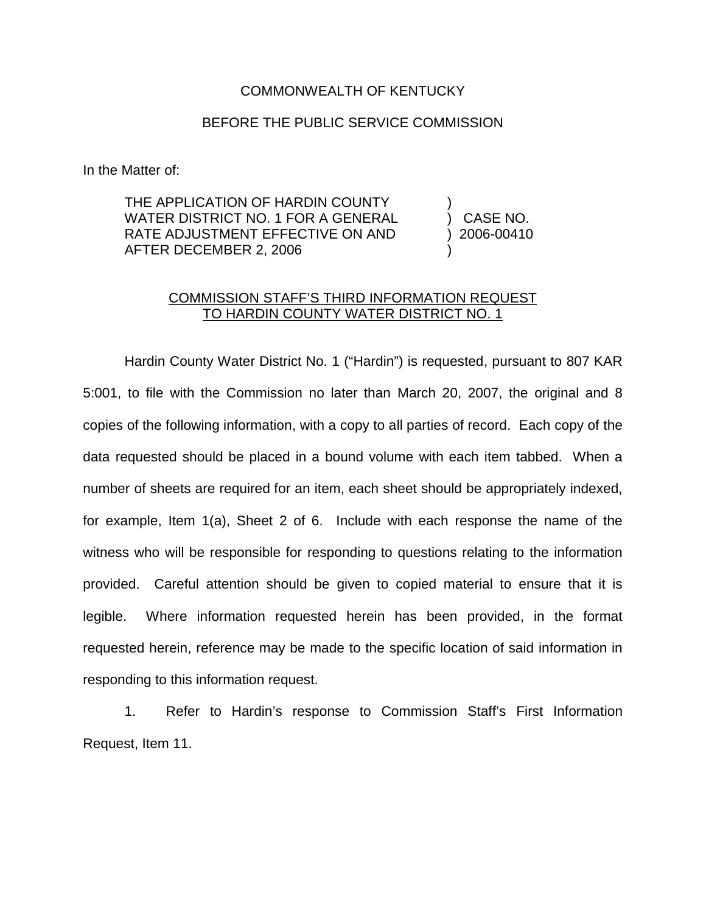COMMONWEALTH OF KENTUCKY

BEFORE THE PUBLIC SERVICE COMMISSION

In the Matter of:

| | | |
|---|---|---|
| THE APPLICATION OF HARDIN COUNTY WATER DISTRICT NO. 1 FOR A GENERAL RATE ADJUSTMENT EFFECTIVE ON AND AFTER DECEMBER 2, 2006 | ) ) ) ) | CASE NO. 2006-00410 |

<u>COMMISSION STAFF'S THIRD INFORMATION REQUEST TO HARDIN COUNTY WATER DISTRICT NO. 1</u>

Hardin County Water District No. 1 ("Hardin") is requested, pursuant to 807 KAR 5:001, to file with the Commission no later than March 20, 2007, the original and 8 copies of the following information, with a copy to all parties of record. Each copy of the data requested should be placed in a bound volume with each item tabbed. When a number of sheets are required for an item, each sheet should be appropriately indexed, for example, Item 1(a), Sheet 2 of 6. Include with each response the name of the witness who will be responsible for responding to questions relating to the information provided. Careful attention should be given to copied material to ensure that it is legible. Where information requested herein has been provided, in the format requested herein, reference may be made to the specific location of said information in responding to this information request.

1. Refer to Hardin's response to Commission Staff's First Information Request, Item 11.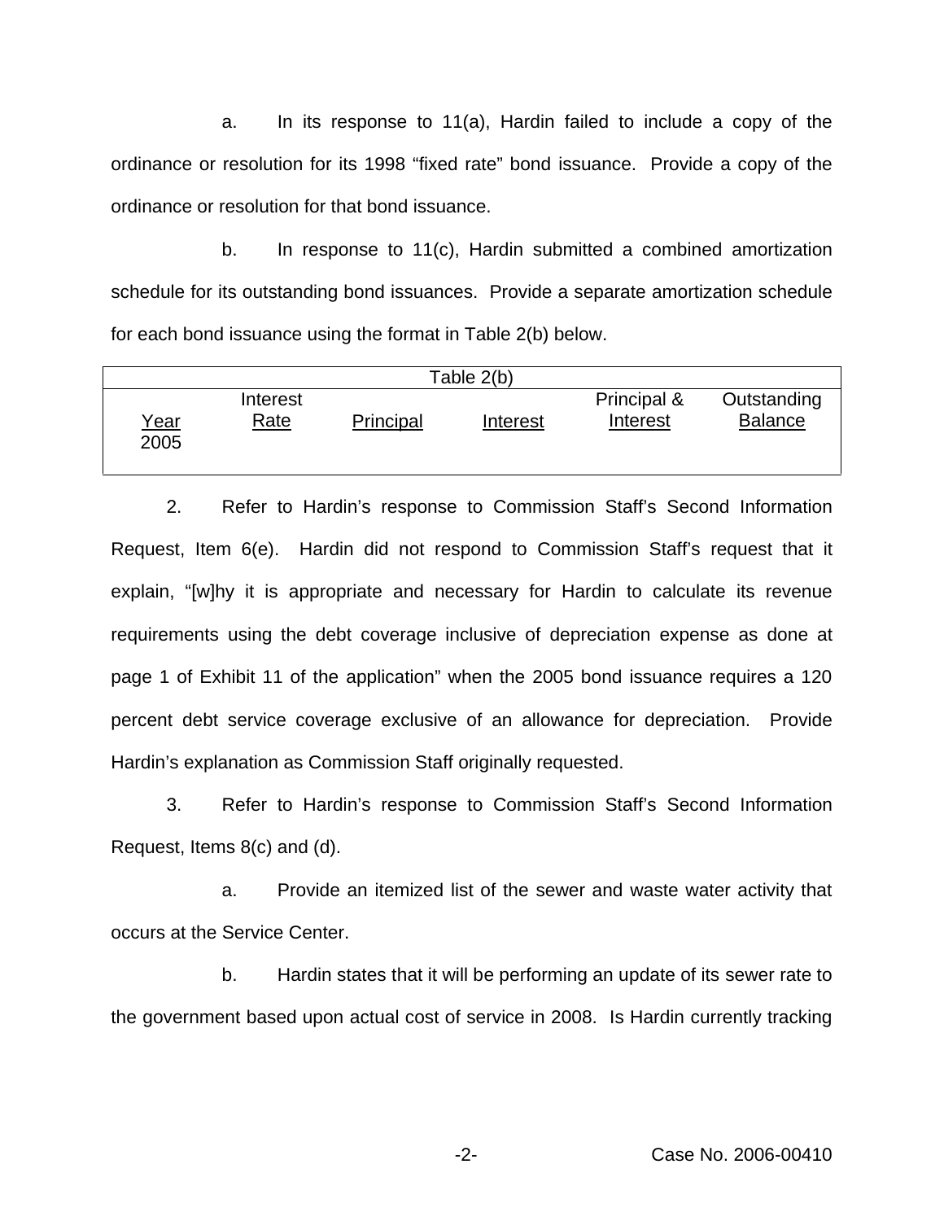a. In its response to 11(a), Hardin failed to include a copy of the ordinance or resolution for its 1998 "fixed rate" bond issuance. Provide a copy of the ordinance or resolution for that bond issuance.

b. In response to 11(c), Hardin submitted a combined amortization schedule for its outstanding bond issuances. Provide a separate amortization schedule for each bond issuance using the format in Table 2(b) below.

| Table 2(b) | | | | | |
|---|---|---|---|---|---|
| Year | Interest Rate | Principal | Interest | Principal & Interest | Outstanding Balance |
| 2005 | | | | | |

2. Refer to Hardin's response to Commission Staff's Second Information Request, Item 6(e). Hardin did not respond to Commission Staff's request that it explain, "[w]hy it is appropriate and necessary for Hardin to calculate its revenue requirements using the debt coverage inclusive of depreciation expense as done at page 1 of Exhibit 11 of the application" when the 2005 bond issuance requires a 120 percent debt service coverage exclusive of an allowance for depreciation. Provide Hardin's explanation as Commission Staff originally requested.

3. Refer to Hardin's response to Commission Staff's Second Information Request, Items 8(c) and (d).

a. Provide an itemized list of the sewer and waste water activity that occurs at the Service Center.

b. Hardin states that it will be performing an update of its sewer rate to the government based upon actual cost of service in 2008. Is Hardin currently tracking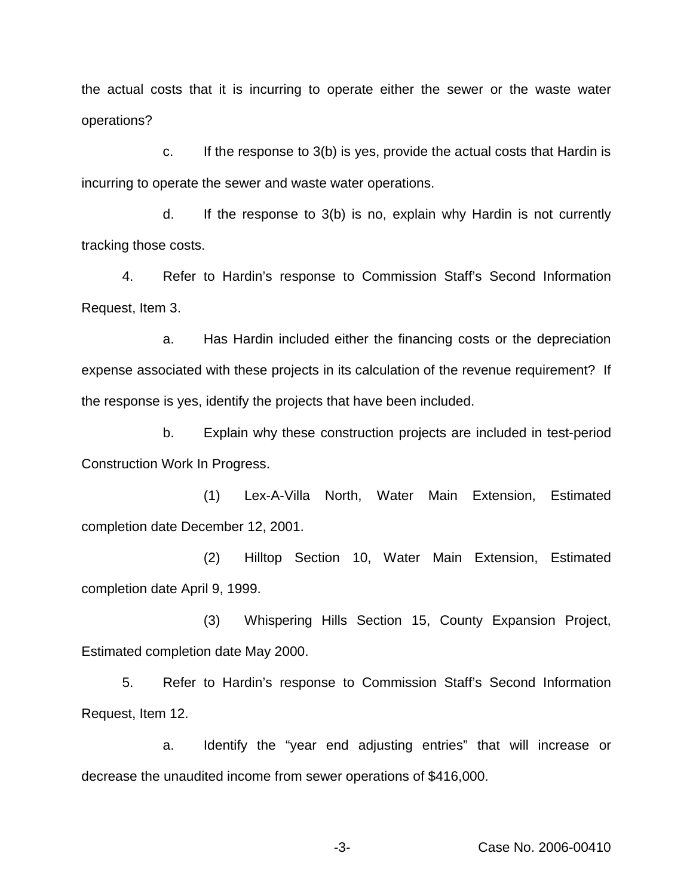the actual costs that it is incurring to operate either the sewer or the waste water operations?

c. If the response to 3(b) is yes, provide the actual costs that Hardin is incurring to operate the sewer and waste water operations.

d. If the response to 3(b) is no, explain why Hardin is not currently tracking those costs.

4. Refer to Hardin's response to Commission Staff's Second Information Request, Item 3.

a. Has Hardin included either the financing costs or the depreciation expense associated with these projects in its calculation of the revenue requirement? If the response is yes, identify the projects that have been included.

b. Explain why these construction projects are included in test-period Construction Work In Progress.

(1) Lex-A-Villa North, Water Main Extension, Estimated completion date December 12, 2001.

(2) Hilltop Section 10, Water Main Extension, Estimated completion date April 9, 1999.

(3) Whispering Hills Section 15, County Expansion Project, Estimated completion date May 2000.

5. Refer to Hardin's response to Commission Staff's Second Information Request, Item 12.

a. Identify the "year end adjusting entries" that will increase or decrease the unaudited income from sewer operations of $416,000.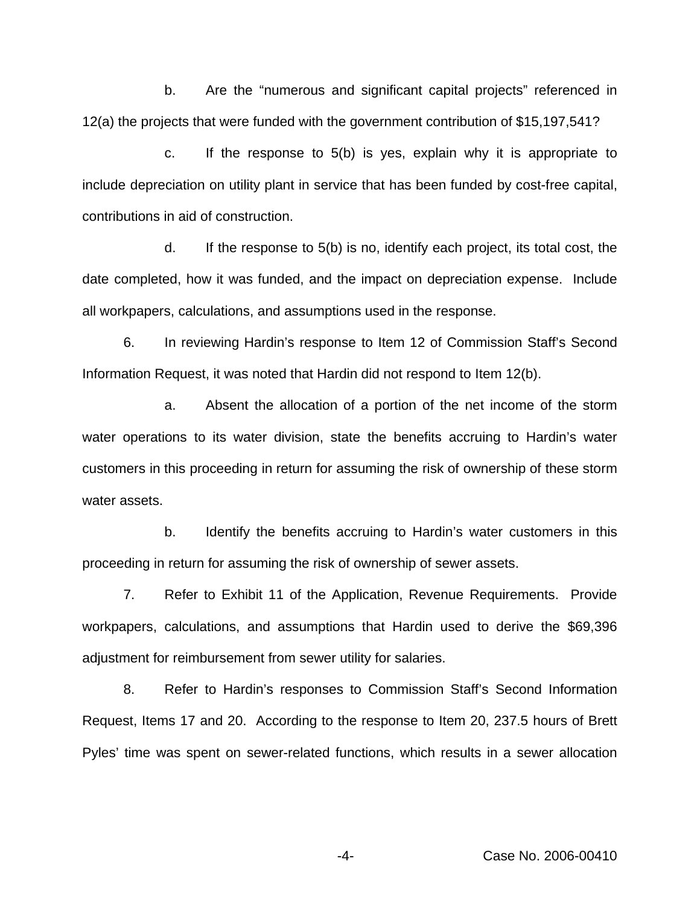b. Are the "numerous and significant capital projects" referenced in 12(a) the projects that were funded with the government contribution of $15,197,541?

c. If the response to 5(b) is yes, explain why it is appropriate to include depreciation on utility plant in service that has been funded by cost-free capital, contributions in aid of construction.

d. If the response to 5(b) is no, identify each project, its total cost, the date completed, how it was funded, and the impact on depreciation expense. Include all workpapers, calculations, and assumptions used in the response.

6. In reviewing Hardin's response to Item 12 of Commission Staff's Second Information Request, it was noted that Hardin did not respond to Item 12(b).

a. Absent the allocation of a portion of the net income of the storm water operations to its water division, state the benefits accruing to Hardin's water customers in this proceeding in return for assuming the risk of ownership of these storm water assets.

b. Identify the benefits accruing to Hardin's water customers in this proceeding in return for assuming the risk of ownership of sewer assets.

7. Refer to Exhibit 11 of the Application, Revenue Requirements. Provide workpapers, calculations, and assumptions that Hardin used to derive the $69,396 adjustment for reimbursement from sewer utility for salaries.

8. Refer to Hardin's responses to Commission Staff's Second Information Request, Items 17 and 20. According to the response to Item 20, 237.5 hours of Brett Pyles' time was spent on sewer-related functions, which results in a sewer allocation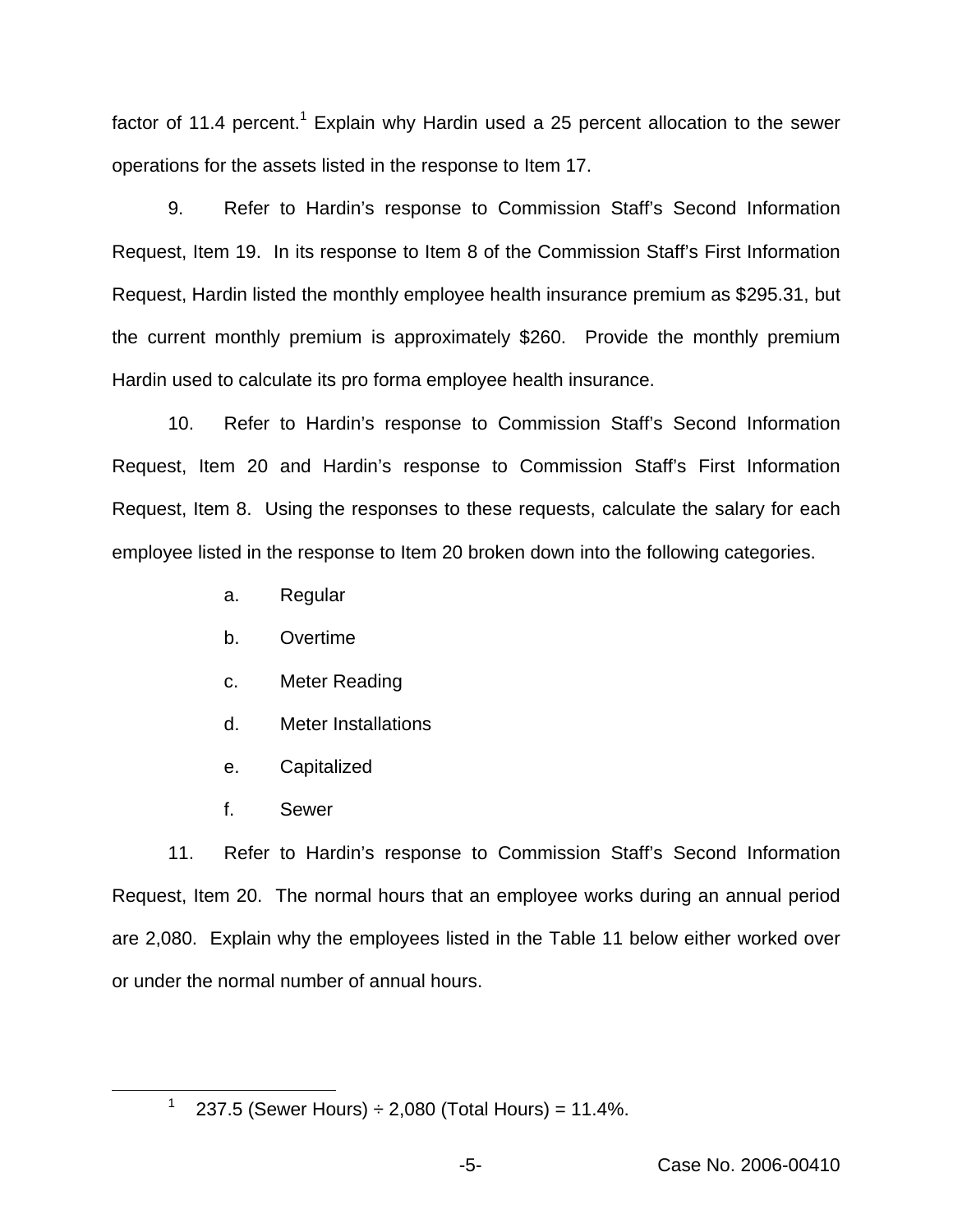factor of 11.4 percent.[1] Explain why Hardin used a 25 percent allocation to the sewer operations for the assets listed in the response to Item 17.

9. Refer to Hardin's response to Commission Staff's Second Information Request, Item 19. In its response to Item 8 of the Commission Staff's First Information Request, Hardin listed the monthly employee health insurance premium as $295.31, but the current monthly premium is approximately $260. Provide the monthly premium Hardin used to calculate its pro forma employee health insurance.

10. Refer to Hardin's response to Commission Staff's Second Information Request, Item 20 and Hardin's response to Commission Staff's First Information Request, Item 8. Using the responses to these requests, calculate the salary for each employee listed in the response to Item 20 broken down into the following categories.

  a. Regular

  b. Overtime

  c. Meter Reading

  d. Meter Installations

  e. Capitalized

  f. Sewer

11. Refer to Hardin's response to Commission Staff's Second Information Request, Item 20. The normal hours that an employee works during an annual period are 2,080. Explain why the employees listed in the Table 11 below either worked over or under the normal number of annual hours.

---

[1] 237.5 (Sewer Hours) ÷ 2,080 (Total Hours) = 11.4%.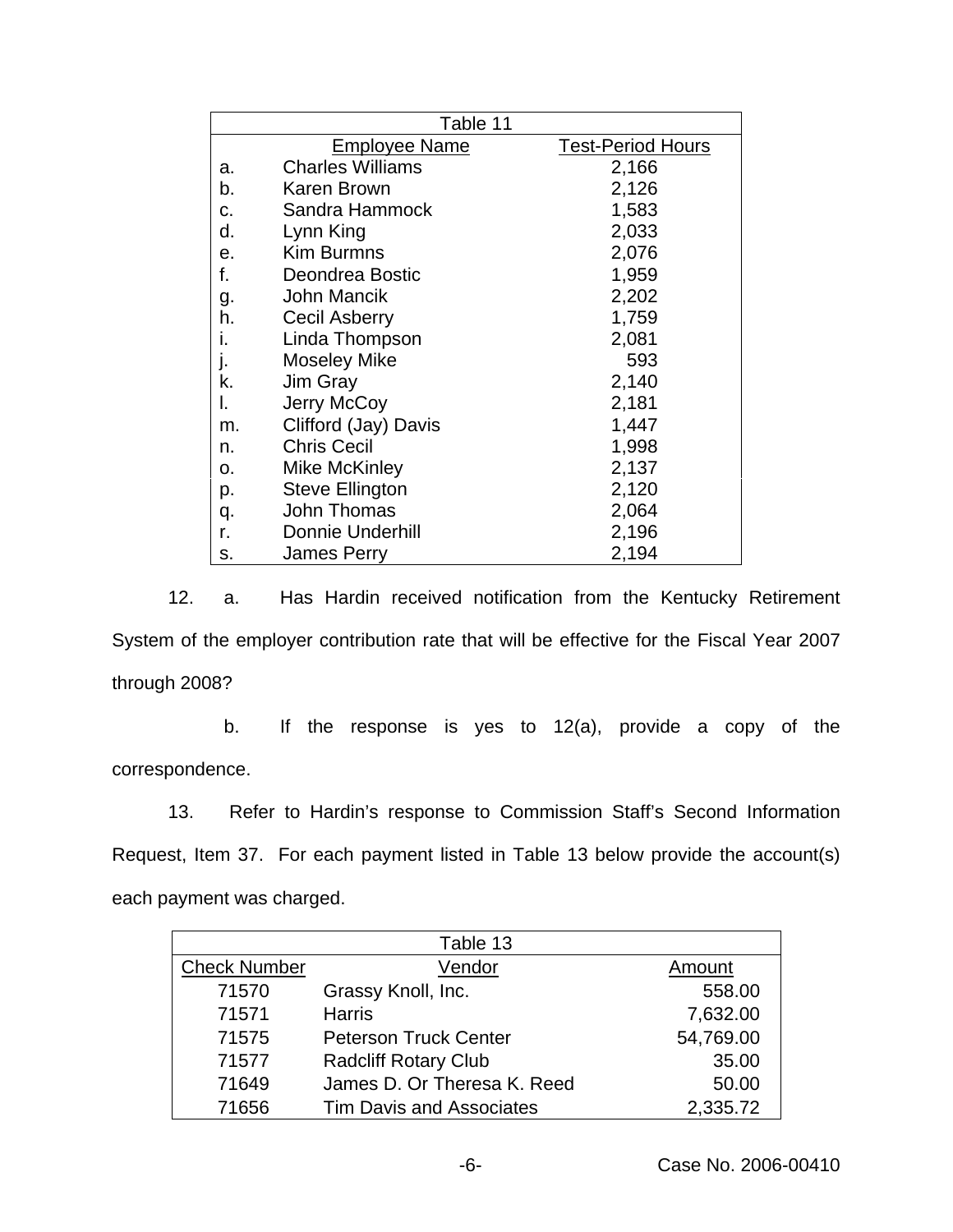| Table 11 | | |
|---|---|---|
| | Employee Name | Test-Period Hours |
| a. | Charles Williams | 2,166 |
| b. | Karen Brown | 2,126 |
| c. | Sandra Hammock | 1,583 |
| d. | Lynn King | 2,033 |
| e. | Kim Burmns | 2,076 |
| f. | Deondrea Bostic | 1,959 |
| g. | John Mancik | 2,202 |
| h. | Cecil Asberry | 1,759 |
| i. | Linda Thompson | 2,081 |
| j. | Moseley Mike | 593 |
| k. | Jim Gray | 2,140 |
| l. | Jerry McCoy | 2,181 |
| m. | Clifford (Jay) Davis | 1,447 |
| n. | Chris Cecil | 1,998 |
| o. | Mike McKinley | 2,137 |
| p. | Steve Ellington | 2,120 |
| q. | John Thomas | 2,064 |
| r. | Donnie Underhill | 2,196 |
| s. | James Perry | 2,194 |

12. a. Has Hardin received notification from the Kentucky Retirement System of the employer contribution rate that will be effective for the Fiscal Year 2007 through 2008?

b. If the response is yes to 12(a), provide a copy of the correspondence.

13. Refer to Hardin's response to Commission Staff's Second Information Request, Item 37. For each payment listed in Table 13 below provide the account(s) each payment was charged.

| Table 13 | | |
|---|---|---|
| Check Number | Vendor | Amount |
| 71570 | Grassy Knoll, Inc. | 558.00 |
| 71571 | Harris | 7,632.00 |
| 71575 | Peterson Truck Center | 54,769.00 |
| 71577 | Radcliff Rotary Club | 35.00 |
| 71649 | James D. Or Theresa K. Reed | 50.00 |
| 71656 | Tim Davis and Associates | 2,335.72 |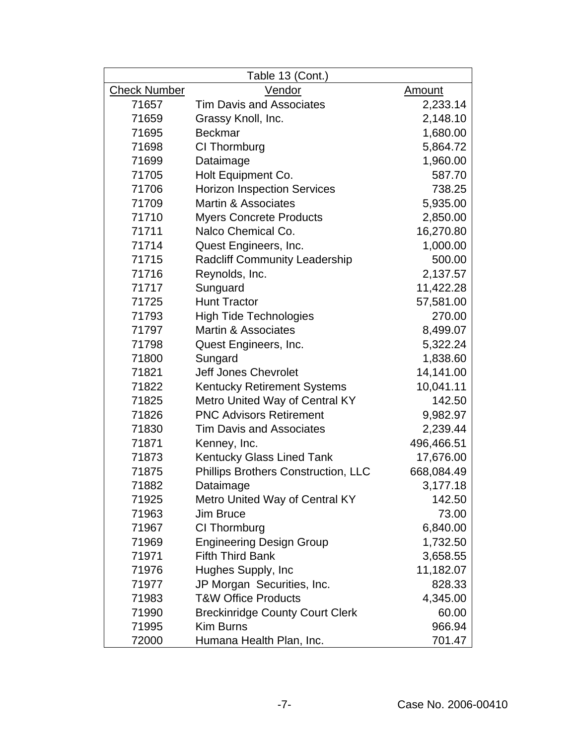| Table 13 (Cont.) | | |
|---|---|---|
| Check Number | Vendor | Amount |
| 71657 | Tim Davis and Associates | 2,233.14 |
| 71659 | Grassy Knoll, Inc. | 2,148.10 |
| 71695 | Beckmar | 1,680.00 |
| 71698 | CI Thormburg | 5,864.72 |
| 71699 | Dataimage | 1,960.00 |
| 71705 | Holt Equipment Co. | 587.70 |
| 71706 | Horizon Inspection Services | 738.25 |
| 71709 | Martin & Associates | 5,935.00 |
| 71710 | Myers Concrete Products | 2,850.00 |
| 71711 | Nalco Chemical Co. | 16,270.80 |
| 71714 | Quest Engineers, Inc. | 1,000.00 |
| 71715 | Radcliff Community Leadership | 500.00 |
| 71716 | Reynolds, Inc. | 2,137.57 |
| 71717 | Sunguard | 11,422.28 |
| 71725 | Hunt Tractor | 57,581.00 |
| 71793 | High Tide Technologies | 270.00 |
| 71797 | Martin & Associates | 8,499.07 |
| 71798 | Quest Engineers, Inc. | 5,322.24 |
| 71800 | Sungard | 1,838.60 |
| 71821 | Jeff Jones Chevrolet | 14,141.00 |
| 71822 | Kentucky Retirement Systems | 10,041.11 |
| 71825 | Metro United Way of Central KY | 142.50 |
| 71826 | PNC Advisors Retirement | 9,982.97 |
| 71830 | Tim Davis and Associates | 2,239.44 |
| 71871 | Kenney, Inc. | 496,466.51 |
| 71873 | Kentucky Glass Lined Tank | 17,676.00 |
| 71875 | Phillips Brothers Construction, LLC | 668,084.49 |
| 71882 | Dataimage | 3,177.18 |
| 71925 | Metro United Way of Central KY | 142.50 |
| 71963 | Jim Bruce | 73.00 |
| 71967 | CI Thormburg | 6,840.00 |
| 71969 | Engineering Design Group | 1,732.50 |
| 71971 | Fifth Third Bank | 3,658.55 |
| 71976 | Hughes Supply, Inc | 11,182.07 |
| 71977 | JP Morgan Securities, Inc. | 828.33 |
| 71983 | T&W Office Products | 4,345.00 |
| 71990 | Breckinridge County Court Clerk | 60.00 |
| 71995 | Kim Burns | 966.94 |
| 72000 | Humana Health Plan, Inc. | 701.47 |

Case No. 2006-00410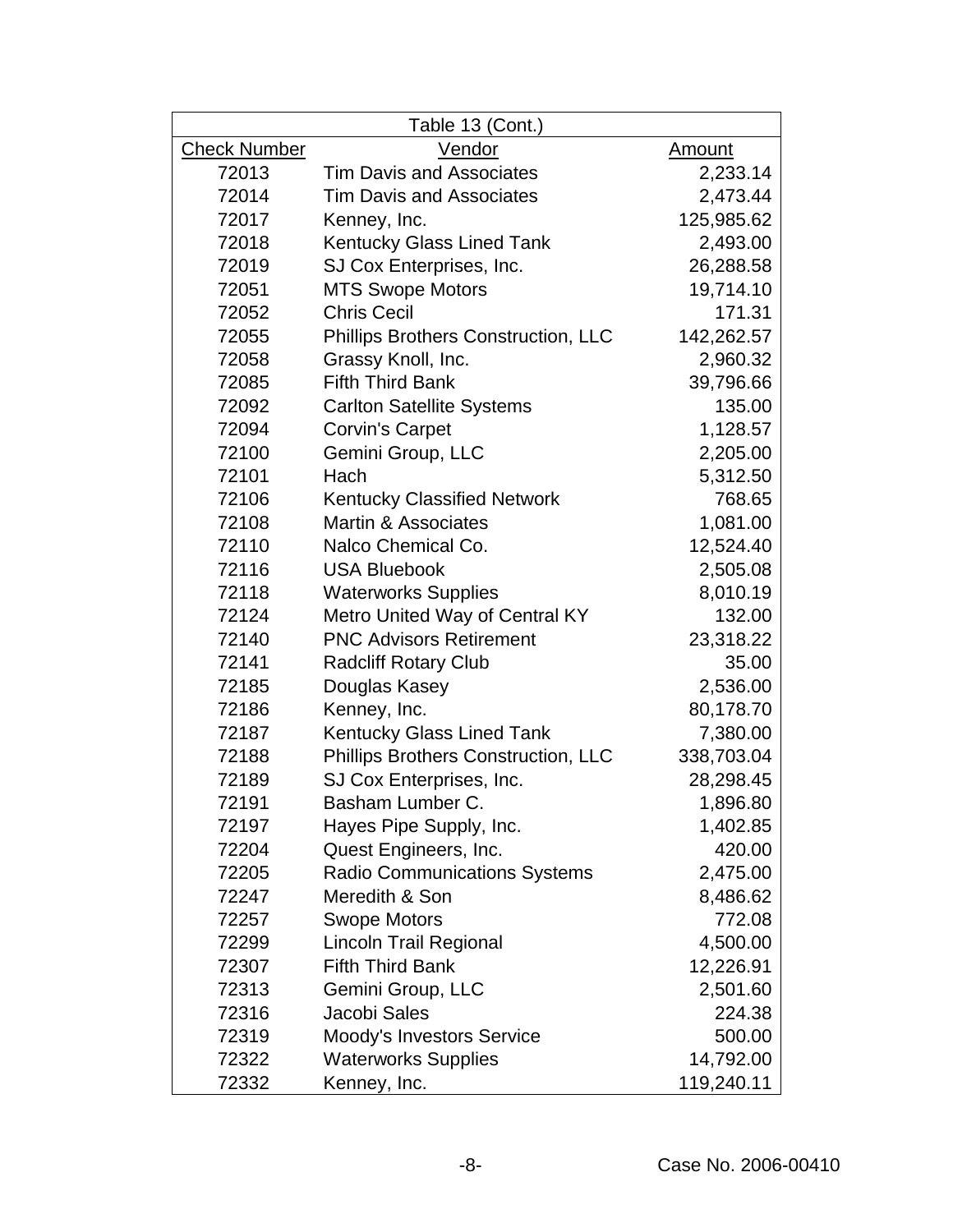| Table 13 (Cont.) | | |
|---|---|---|
| Check Number | Vendor | Amount |
| 72013 | Tim Davis and Associates | 2,233.14 |
| 72014 | Tim Davis and Associates | 2,473.44 |
| 72017 | Kenney, Inc. | 125,985.62 |
| 72018 | Kentucky Glass Lined Tank | 2,493.00 |
| 72019 | SJ Cox Enterprises, Inc. | 26,288.58 |
| 72051 | MTS Swope Motors | 19,714.10 |
| 72052 | Chris Cecil | 171.31 |
| 72055 | Phillips Brothers Construction, LLC | 142,262.57 |
| 72058 | Grassy Knoll, Inc. | 2,960.32 |
| 72085 | Fifth Third Bank | 39,796.66 |
| 72092 | Carlton Satellite Systems | 135.00 |
| 72094 | Corvin's Carpet | 1,128.57 |
| 72100 | Gemini Group, LLC | 2,205.00 |
| 72101 | Hach | 5,312.50 |
| 72106 | Kentucky Classified Network | 768.65 |
| 72108 | Martin & Associates | 1,081.00 |
| 72110 | Nalco Chemical Co. | 12,524.40 |
| 72116 | USA Bluebook | 2,505.08 |
| 72118 | Waterworks Supplies | 8,010.19 |
| 72124 | Metro United Way of Central KY | 132.00 |
| 72140 | PNC Advisors Retirement | 23,318.22 |
| 72141 | Radcliff Rotary Club | 35.00 |
| 72185 | Douglas Kasey | 2,536.00 |
| 72186 | Kenney, Inc. | 80,178.70 |
| 72187 | Kentucky Glass Lined Tank | 7,380.00 |
| 72188 | Phillips Brothers Construction, LLC | 338,703.04 |
| 72189 | SJ Cox Enterprises, Inc. | 28,298.45 |
| 72191 | Basham Lumber C. | 1,896.80 |
| 72197 | Hayes Pipe Supply, Inc. | 1,402.85 |
| 72204 | Quest Engineers, Inc. | 420.00 |
| 72205 | Radio Communications Systems | 2,475.00 |
| 72247 | Meredith & Son | 8,486.62 |
| 72257 | Swope Motors | 772.08 |
| 72299 | Lincoln Trail Regional | 4,500.00 |
| 72307 | Fifth Third Bank | 12,226.91 |
| 72313 | Gemini Group, LLC | 2,501.60 |
| 72316 | Jacobi Sales | 224.38 |
| 72319 | Moody's Investors Service | 500.00 |
| 72322 | Waterworks Supplies | 14,792.00 |
| 72332 | Kenney, Inc. | 119,240.11 |

Case No. 2006-00410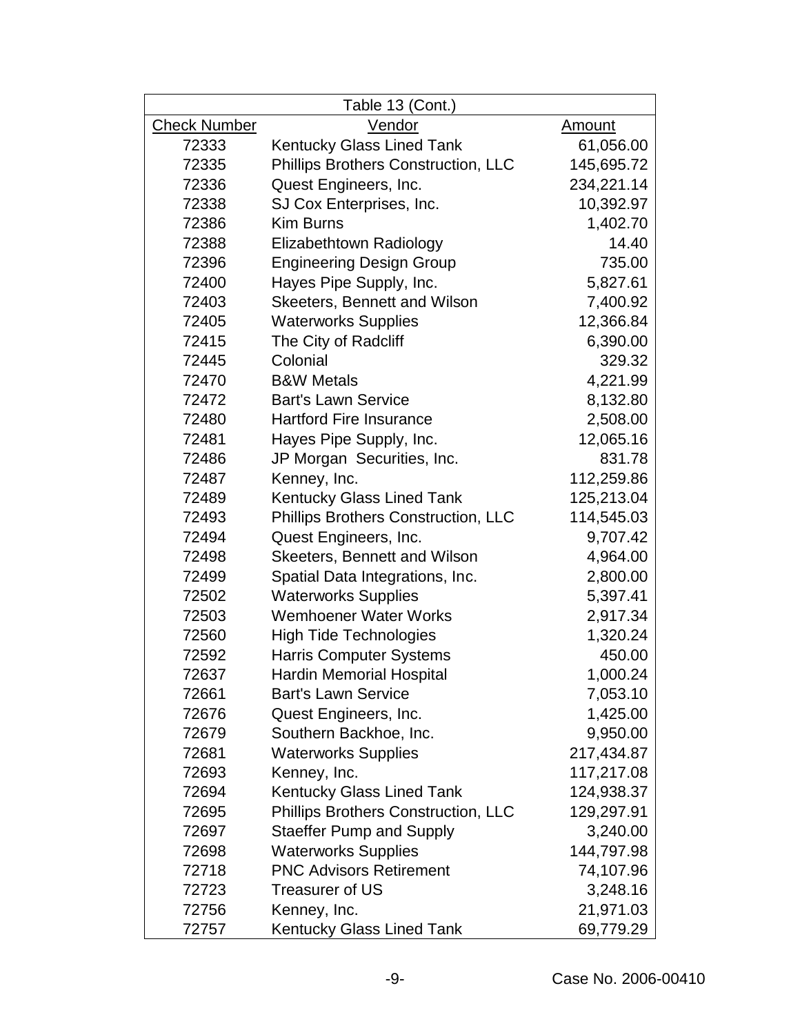| Table 13 (Cont.) | | |
|---|---|---|
| Check Number | Vendor | Amount |
| 72333 | Kentucky Glass Lined Tank | 61,056.00 |
| 72335 | Phillips Brothers Construction, LLC | 145,695.72 |
| 72336 | Quest Engineers, Inc. | 234,221.14 |
| 72338 | SJ Cox Enterprises, Inc. | 10,392.97 |
| 72386 | Kim Burns | 1,402.70 |
| 72388 | Elizabethtown Radiology | 14.40 |
| 72396 | Engineering Design Group | 735.00 |
| 72400 | Hayes Pipe Supply, Inc. | 5,827.61 |
| 72403 | Skeeters, Bennett and Wilson | 7,400.92 |
| 72405 | Waterworks Supplies | 12,366.84 |
| 72415 | The City of Radcliff | 6,390.00 |
| 72445 | Colonial | 329.32 |
| 72470 | B&W Metals | 4,221.99 |
| 72472 | Bart's Lawn Service | 8,132.80 |
| 72480 | Hartford Fire Insurance | 2,508.00 |
| 72481 | Hayes Pipe Supply, Inc. | 12,065.16 |
| 72486 | JP Morgan Securities, Inc. | 831.78 |
| 72487 | Kenney, Inc. | 112,259.86 |
| 72489 | Kentucky Glass Lined Tank | 125,213.04 |
| 72493 | Phillips Brothers Construction, LLC | 114,545.03 |
| 72494 | Quest Engineers, Inc. | 9,707.42 |
| 72498 | Skeeters, Bennett and Wilson | 4,964.00 |
| 72499 | Spatial Data Integrations, Inc. | 2,800.00 |
| 72502 | Waterworks Supplies | 5,397.41 |
| 72503 | Wemhoener Water Works | 2,917.34 |
| 72560 | High Tide Technologies | 1,320.24 |
| 72592 | Harris Computer Systems | 450.00 |
| 72637 | Hardin Memorial Hospital | 1,000.24 |
| 72661 | Bart's Lawn Service | 7,053.10 |
| 72676 | Quest Engineers, Inc. | 1,425.00 |
| 72679 | Southern Backhoe, Inc. | 9,950.00 |
| 72681 | Waterworks Supplies | 217,434.87 |
| 72693 | Kenney, Inc. | 117,217.08 |
| 72694 | Kentucky Glass Lined Tank | 124,938.37 |
| 72695 | Phillips Brothers Construction, LLC | 129,297.91 |
| 72697 | Staeffer Pump and Supply | 3,240.00 |
| 72698 | Waterworks Supplies | 144,797.98 |
| 72718 | PNC Advisors Retirement | 74,107.96 |
| 72723 | Treasurer of US | 3,248.16 |
| 72756 | Kenney, Inc. | 21,971.03 |
| 72757 | Kentucky Glass Lined Tank | 69,779.29 |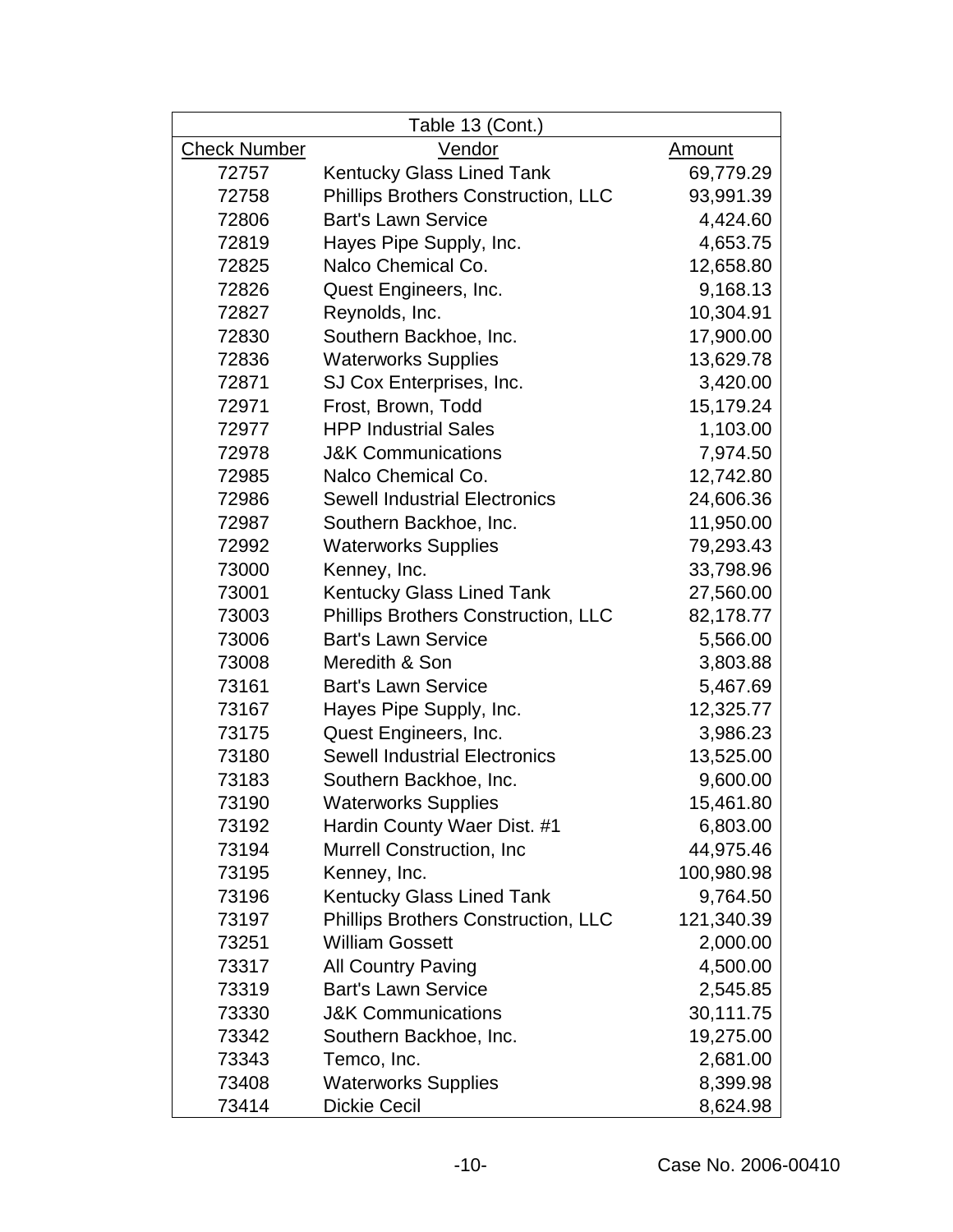| Table 13 (Cont.) | | |
|---|---|---|
| Check Number | Vendor | Amount |
| 72757 | Kentucky Glass Lined Tank | 69,779.29 |
| 72758 | Phillips Brothers Construction, LLC | 93,991.39 |
| 72806 | Bart's Lawn Service | 4,424.60 |
| 72819 | Hayes Pipe Supply, Inc. | 4,653.75 |
| 72825 | Nalco Chemical Co. | 12,658.80 |
| 72826 | Quest Engineers, Inc. | 9,168.13 |
| 72827 | Reynolds, Inc. | 10,304.91 |
| 72830 | Southern Backhoe, Inc. | 17,900.00 |
| 72836 | Waterworks Supplies | 13,629.78 |
| 72871 | SJ Cox Enterprises, Inc. | 3,420.00 |
| 72971 | Frost, Brown, Todd | 15,179.24 |
| 72977 | HPP Industrial Sales | 1,103.00 |
| 72978 | J&K Communications | 7,974.50 |
| 72985 | Nalco Chemical Co. | 12,742.80 |
| 72986 | Sewell Industrial Electronics | 24,606.36 |
| 72987 | Southern Backhoe, Inc. | 11,950.00 |
| 72992 | Waterworks Supplies | 79,293.43 |
| 73000 | Kenney, Inc. | 33,798.96 |
| 73001 | Kentucky Glass Lined Tank | 27,560.00 |
| 73003 | Phillips Brothers Construction, LLC | 82,178.77 |
| 73006 | Bart's Lawn Service | 5,566.00 |
| 73008 | Meredith & Son | 3,803.88 |
| 73161 | Bart's Lawn Service | 5,467.69 |
| 73167 | Hayes Pipe Supply, Inc. | 12,325.77 |
| 73175 | Quest Engineers, Inc. | 3,986.23 |
| 73180 | Sewell Industrial Electronics | 13,525.00 |
| 73183 | Southern Backhoe, Inc. | 9,600.00 |
| 73190 | Waterworks Supplies | 15,461.80 |
| 73192 | Hardin County Waer Dist. #1 | 6,803.00 |
| 73194 | Murrell Construction, Inc | 44,975.46 |
| 73195 | Kenney, Inc. | 100,980.98 |
| 73196 | Kentucky Glass Lined Tank | 9,764.50 |
| 73197 | Phillips Brothers Construction, LLC | 121,340.39 |
| 73251 | William Gossett | 2,000.00 |
| 73317 | All Country Paving | 4,500.00 |
| 73319 | Bart's Lawn Service | 2,545.85 |
| 73330 | J&K Communications | 30,111.75 |
| 73342 | Southern Backhoe, Inc. | 19,275.00 |
| 73343 | Temco, Inc. | 2,681.00 |
| 73408 | Waterworks Supplies | 8,399.98 |
| 73414 | Dickie Cecil | 8,624.98 |

Case No. 2006-00410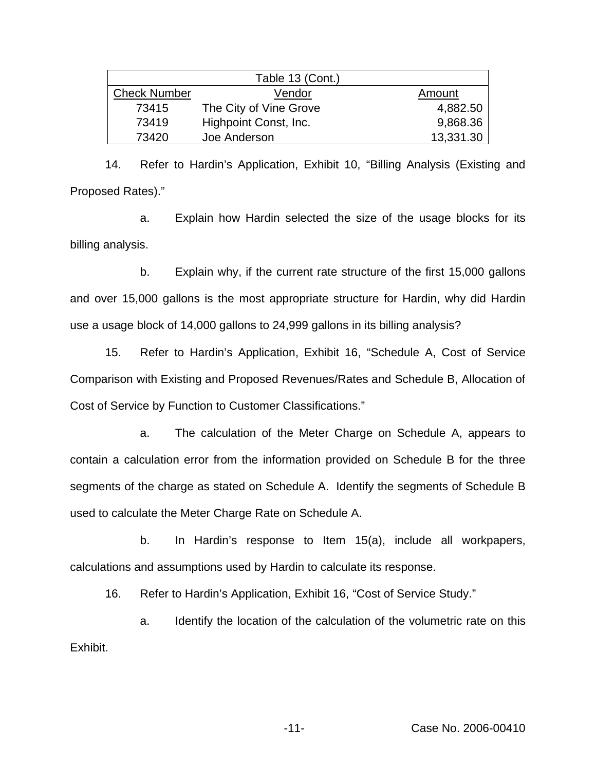| Table 13 (Cont.) | | |
|---|---|---|
| Check Number | Vendor | Amount |
| 73415 | The City of Vine Grove | 4,882.50 |
| 73419 | Highpoint Const, Inc. | 9,868.36 |
| 73420 | Joe Anderson | 13,331.30 |

14. Refer to Hardin's Application, Exhibit 10, "Billing Analysis (Existing and Proposed Rates)."

a. Explain how Hardin selected the size of the usage blocks for its billing analysis.

b. Explain why, if the current rate structure of the first 15,000 gallons and over 15,000 gallons is the most appropriate structure for Hardin, why did Hardin use a usage block of 14,000 gallons to 24,999 gallons in its billing analysis?

15. Refer to Hardin's Application, Exhibit 16, "Schedule A, Cost of Service Comparison with Existing and Proposed Revenues/Rates and Schedule B, Allocation of Cost of Service by Function to Customer Classifications."

a. The calculation of the Meter Charge on Schedule A, appears to contain a calculation error from the information provided on Schedule B for the three segments of the charge as stated on Schedule A. Identify the segments of Schedule B used to calculate the Meter Charge Rate on Schedule A.

b. In Hardin's response to Item 15(a), include all workpapers, calculations and assumptions used by Hardin to calculate its response.

16. Refer to Hardin's Application, Exhibit 16, "Cost of Service Study."

a. Identify the location of the calculation of the volumetric rate on this Exhibit.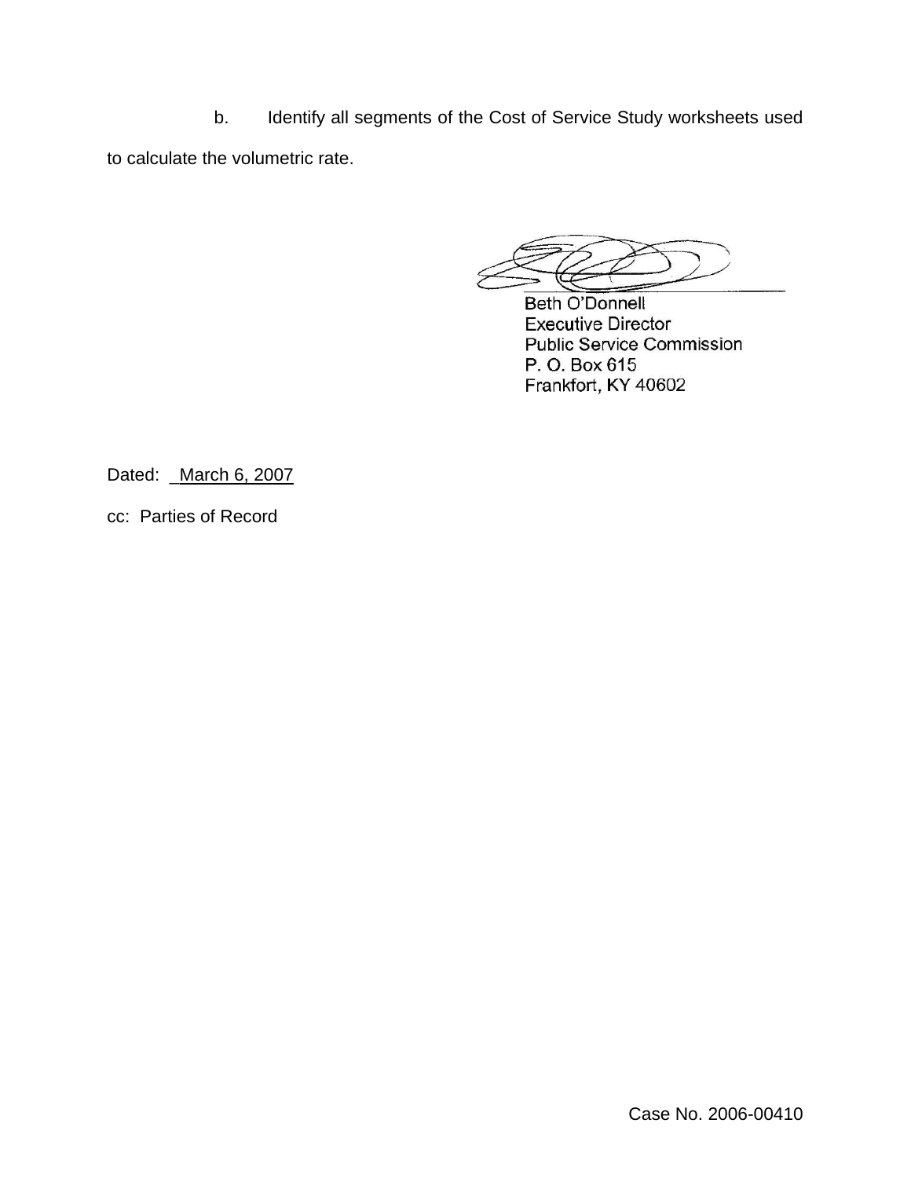b. Identify all segments of the Cost of Service Study worksheets used to calculate the volumetric rate.

Beth O'Donnell
Executive Director
Public Service Commission
P. O. Box 615
Frankfort, KY 40602

Dated: March 6, 2007

cc: Parties of Record

Case No. 2006-00410